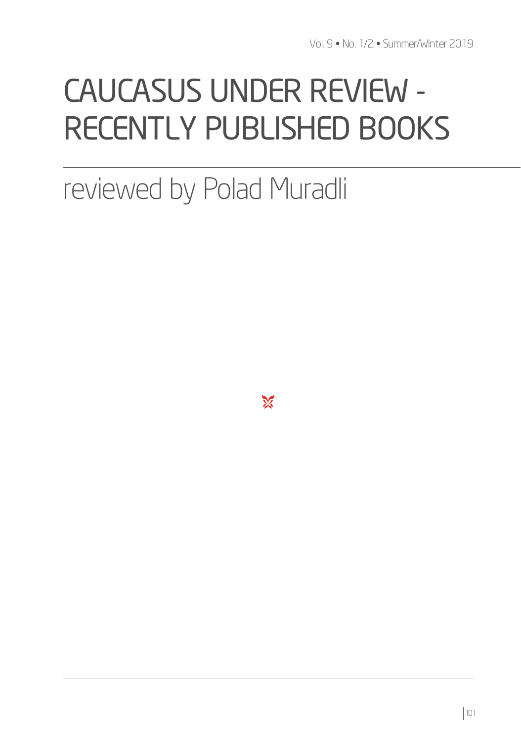# CAUCASUS UNDER REVIEW - RECENTLY PUBLISHED BOOKS

reviewed by Polad Muradli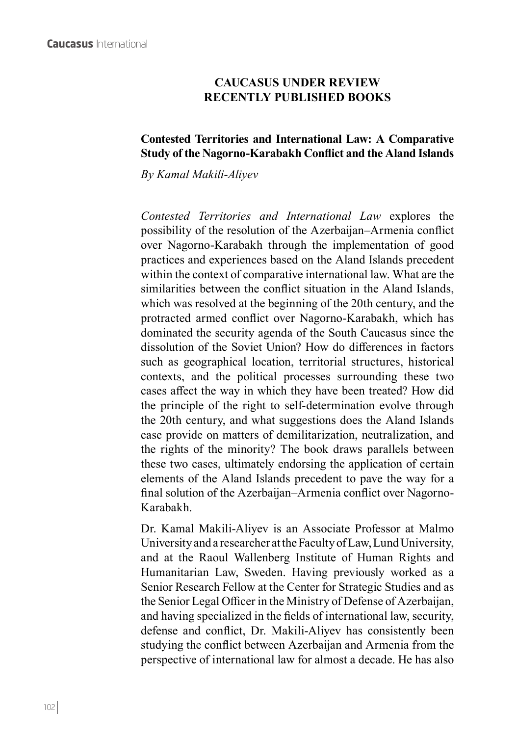## CAUCASUS UNDER REVIEW
## RECENTLY PUBLISHED BOOKS

### Contested Territories and International Law: A Comparative Study of the Nagorno-Karabakh Conflict and the Aland Islands

*By Kamal Makili-Aliyev*

*Contested Territories and International Law* explores the possibility of the resolution of the Azerbaijan–Armenia conflict over Nagorno-Karabakh through the implementation of good practices and experiences based on the Aland Islands precedent within the context of comparative international law. What are the similarities between the conflict situation in the Aland Islands, which was resolved at the beginning of the 20th century, and the protracted armed conflict over Nagorno-Karabakh, which has dominated the security agenda of the South Caucasus since the dissolution of the Soviet Union? How do differences in factors such as geographical location, territorial structures, historical contexts, and the political processes surrounding these two cases affect the way in which they have been treated? How did the principle of the right to self-determination evolve through the 20th century, and what suggestions does the Aland Islands case provide on matters of demilitarization, neutralization, and the rights of the minority? The book draws parallels between these two cases, ultimately endorsing the application of certain elements of the Aland Islands precedent to pave the way for a final solution of the Azerbaijan–Armenia conflict over Nagorno-Karabakh.

Dr. Kamal Makili-Aliyev is an Associate Professor at Malmo University and a researcher at the Faculty of Law, Lund University, and at the Raoul Wallenberg Institute of Human Rights and Humanitarian Law, Sweden. Having previously worked as a Senior Research Fellow at the Center for Strategic Studies and as the Senior Legal Officer in the Ministry of Defense of Azerbaijan, and having specialized in the fields of international law, security, defense and conflict, Dr. Makili-Aliyev has consistently been studying the conflict between Azerbaijan and Armenia from the perspective of international law for almost a decade. He has also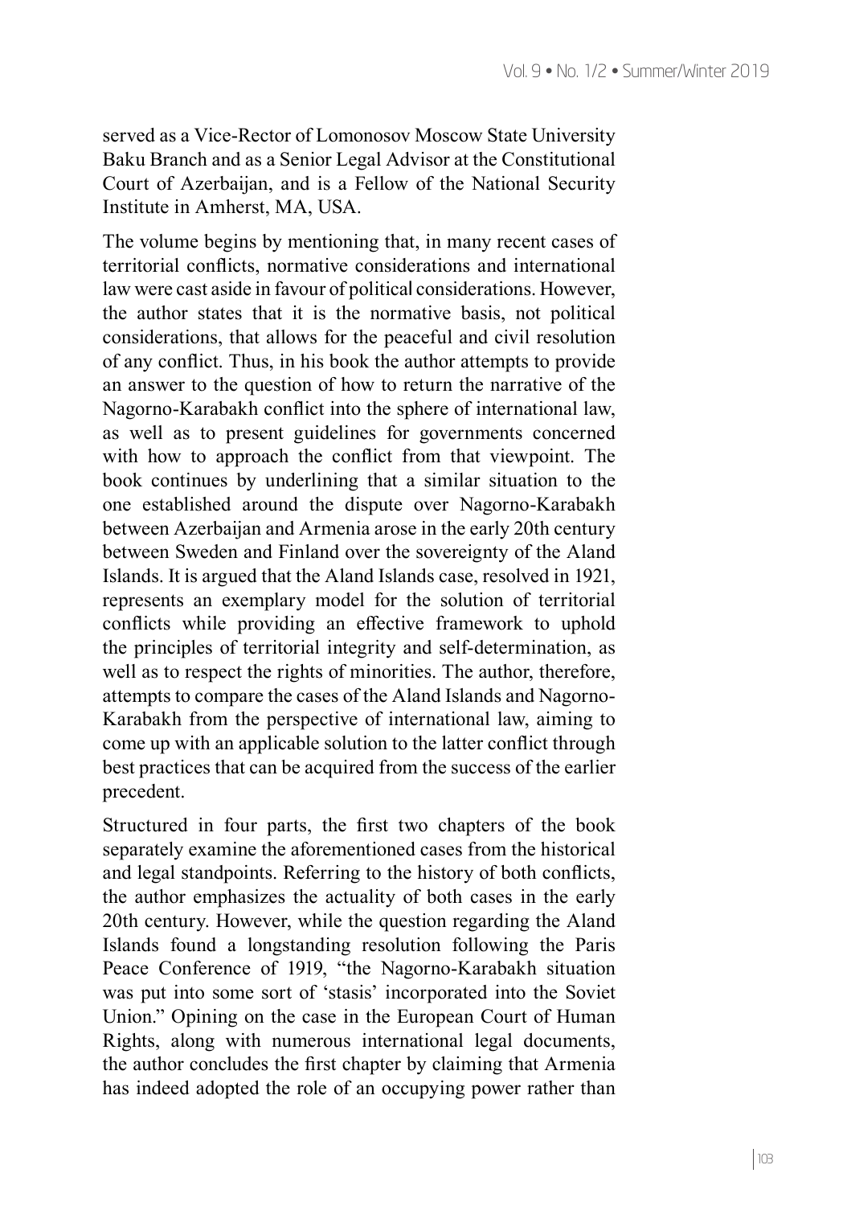served as a Vice-Rector of Lomonosov Moscow State University Baku Branch and as a Senior Legal Advisor at the Constitutional Court of Azerbaijan, and is a Fellow of the National Security Institute in Amherst, MA, USA.

The volume begins by mentioning that, in many recent cases of territorial conflicts, normative considerations and international law were cast aside in favour of political considerations. However, the author states that it is the normative basis, not political considerations, that allows for the peaceful and civil resolution of any conflict. Thus, in his book the author attempts to provide an answer to the question of how to return the narrative of the Nagorno-Karabakh conflict into the sphere of international law, as well as to present guidelines for governments concerned with how to approach the conflict from that viewpoint. The book continues by underlining that a similar situation to the one established around the dispute over Nagorno-Karabakh between Azerbaijan and Armenia arose in the early 20th century between Sweden and Finland over the sovereignty of the Aland Islands. It is argued that the Aland Islands case, resolved in 1921, represents an exemplary model for the solution of territorial conflicts while providing an effective framework to uphold the principles of territorial integrity and self-determination, as well as to respect the rights of minorities. The author, therefore, attempts to compare the cases of the Aland Islands and Nagorno-Karabakh from the perspective of international law, aiming to come up with an applicable solution to the latter conflict through best practices that can be acquired from the success of the earlier precedent.

Structured in four parts, the first two chapters of the book separately examine the aforementioned cases from the historical and legal standpoints. Referring to the history of both conflicts, the author emphasizes the actuality of both cases in the early 20th century. However, while the question regarding the Aland Islands found a longstanding resolution following the Paris Peace Conference of 1919, "the Nagorno-Karabakh situation was put into some sort of 'stasis' incorporated into the Soviet Union." Opining on the case in the European Court of Human Rights, along with numerous international legal documents, the author concludes the first chapter by claiming that Armenia has indeed adopted the role of an occupying power rather than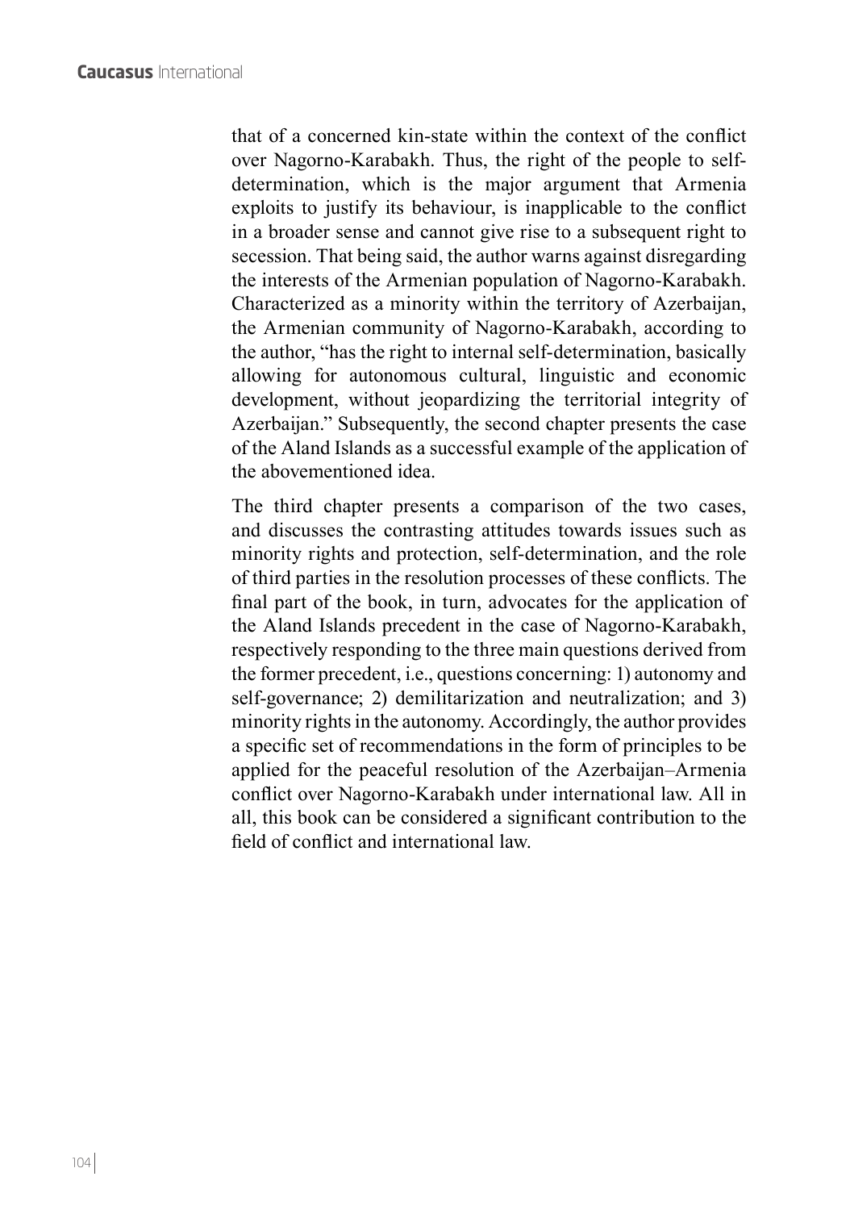that of a concerned kin-state within the context of the conflict over Nagorno-Karabakh. Thus, the right of the people to self-determination, which is the major argument that Armenia exploits to justify its behaviour, is inapplicable to the conflict in a broader sense and cannot give rise to a subsequent right to secession. That being said, the author warns against disregarding the interests of the Armenian population of Nagorno-Karabakh. Characterized as a minority within the territory of Azerbaijan, the Armenian community of Nagorno-Karabakh, according to the author, "has the right to internal self-determination, basically allowing for autonomous cultural, linguistic and economic development, without jeopardizing the territorial integrity of Azerbaijan." Subsequently, the second chapter presents the case of the Aland Islands as a successful example of the application of the abovementioned idea.

The third chapter presents a comparison of the two cases, and discusses the contrasting attitudes towards issues such as minority rights and protection, self-determination, and the role of third parties in the resolution processes of these conflicts. The final part of the book, in turn, advocates for the application of the Aland Islands precedent in the case of Nagorno-Karabakh, respectively responding to the three main questions derived from the former precedent, i.e., questions concerning: 1) autonomy and self-governance; 2) demilitarization and neutralization; and 3) minority rights in the autonomy. Accordingly, the author provides a specific set of recommendations in the form of principles to be applied for the peaceful resolution of the Azerbaijan–Armenia conflict over Nagorno-Karabakh under international law. All in all, this book can be considered a significant contribution to the field of conflict and international law.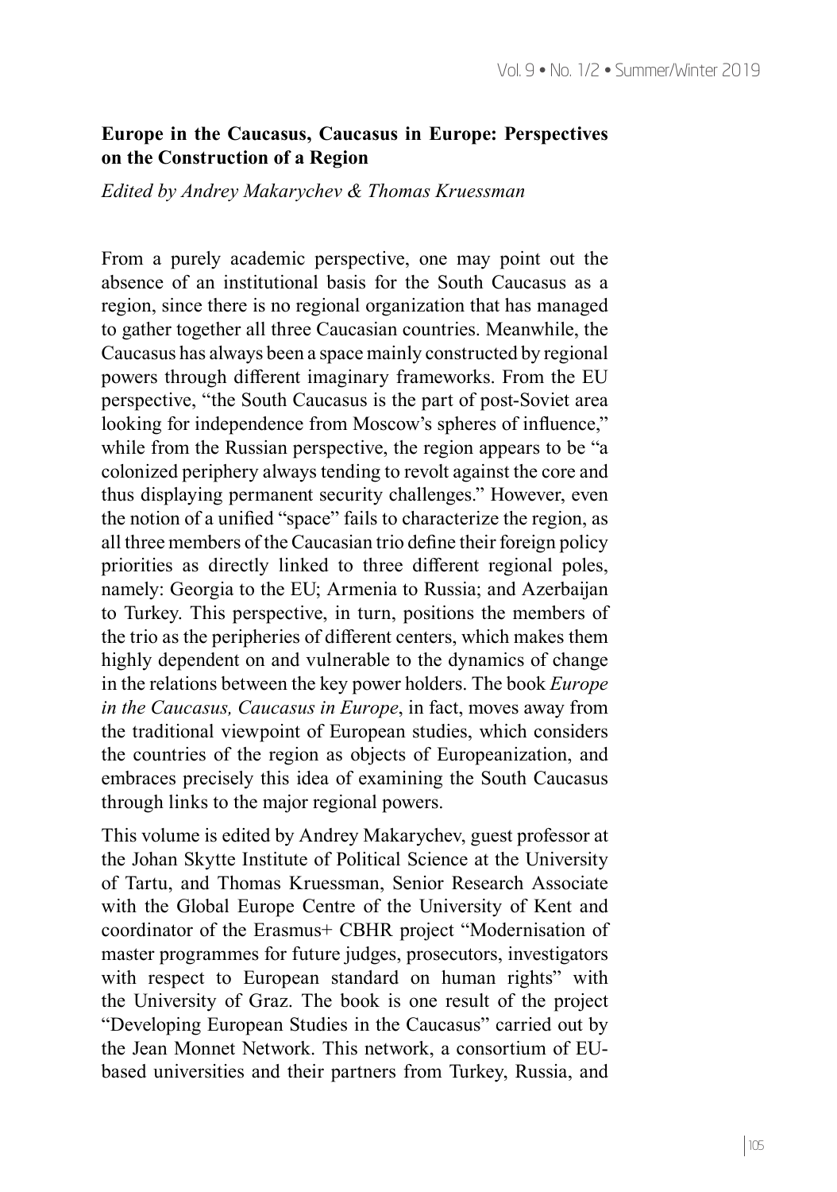**Europe in the Caucasus, Caucasus in Europe: Perspectives on the Construction of a Region**

*Edited by Andrey Makarychev & Thomas Kruessman*

From a purely academic perspective, one may point out the absence of an institutional basis for the South Caucasus as a region, since there is no regional organization that has managed to gather together all three Caucasian countries. Meanwhile, the Caucasus has always been a space mainly constructed by regional powers through different imaginary frameworks. From the EU perspective, "the South Caucasus is the part of post-Soviet area looking for independence from Moscow's spheres of influence," while from the Russian perspective, the region appears to be "a colonized periphery always tending to revolt against the core and thus displaying permanent security challenges." However, even the notion of a unified "space" fails to characterize the region, as all three members of the Caucasian trio define their foreign policy priorities as directly linked to three different regional poles, namely: Georgia to the EU; Armenia to Russia; and Azerbaijan to Turkey. This perspective, in turn, positions the members of the trio as the peripheries of different centers, which makes them highly dependent on and vulnerable to the dynamics of change in the relations between the key power holders. The book *Europe in the Caucasus, Caucasus in Europe*, in fact, moves away from the traditional viewpoint of European studies, which considers the countries of the region as objects of Europeanization, and embraces precisely this idea of examining the South Caucasus through links to the major regional powers.

This volume is edited by Andrey Makarychev, guest professor at the Johan Skytte Institute of Political Science at the University of Tartu, and Thomas Kruessman, Senior Research Associate with the Global Europe Centre of the University of Kent and coordinator of the Erasmus+ CBHR project "Modernisation of master programmes for future judges, prosecutors, investigators with respect to European standard on human rights" with the University of Graz. The book is one result of the project "Developing European Studies in the Caucasus" carried out by the Jean Monnet Network. This network, a consortium of EU-based universities and their partners from Turkey, Russia, and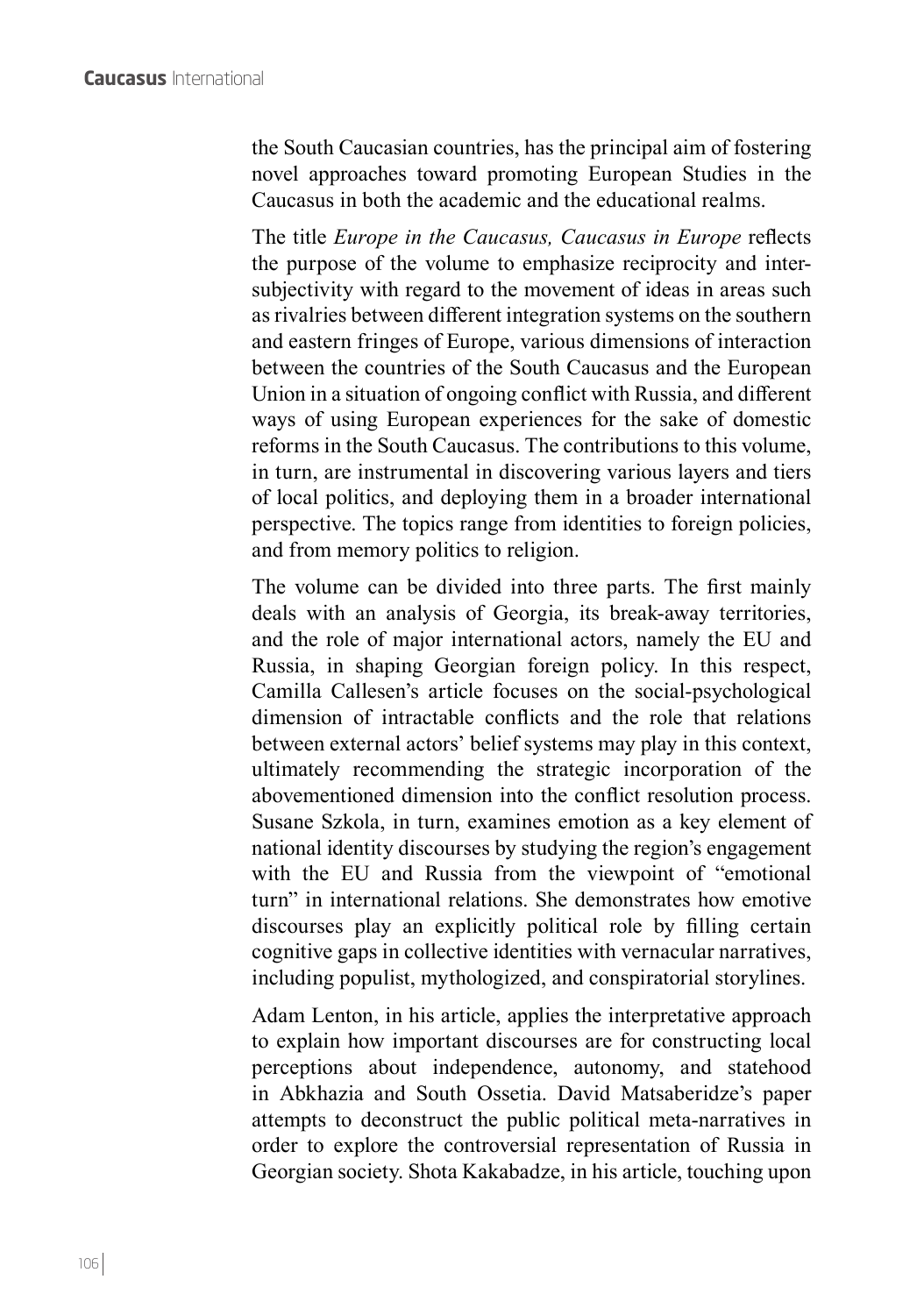the South Caucasian countries, has the principal aim of fostering novel approaches toward promoting European Studies in the Caucasus in both the academic and the educational realms.

The title *Europe in the Caucasus, Caucasus in Europe* reflects the purpose of the volume to emphasize reciprocity and inter-subjectivity with regard to the movement of ideas in areas such as rivalries between different integration systems on the southern and eastern fringes of Europe, various dimensions of interaction between the countries of the South Caucasus and the European Union in a situation of ongoing conflict with Russia, and different ways of using European experiences for the sake of domestic reforms in the South Caucasus. The contributions to this volume, in turn, are instrumental in discovering various layers and tiers of local politics, and deploying them in a broader international perspective. The topics range from identities to foreign policies, and from memory politics to religion.

The volume can be divided into three parts. The first mainly deals with an analysis of Georgia, its break-away territories, and the role of major international actors, namely the EU and Russia, in shaping Georgian foreign policy. In this respect, Camilla Callesen's article focuses on the social-psychological dimension of intractable conflicts and the role that relations between external actors' belief systems may play in this context, ultimately recommending the strategic incorporation of the abovementioned dimension into the conflict resolution process. Susane Szkola, in turn, examines emotion as a key element of national identity discourses by studying the region's engagement with the EU and Russia from the viewpoint of "emotional turn" in international relations. She demonstrates how emotive discourses play an explicitly political role by filling certain cognitive gaps in collective identities with vernacular narratives, including populist, mythologized, and conspiratorial storylines.

Adam Lenton, in his article, applies the interpretative approach to explain how important discourses are for constructing local perceptions about independence, autonomy, and statehood in Abkhazia and South Ossetia. David Matsaberidze's paper attempts to deconstruct the public political meta-narratives in order to explore the controversial representation of Russia in Georgian society. Shota Kakabadze, in his article, touching upon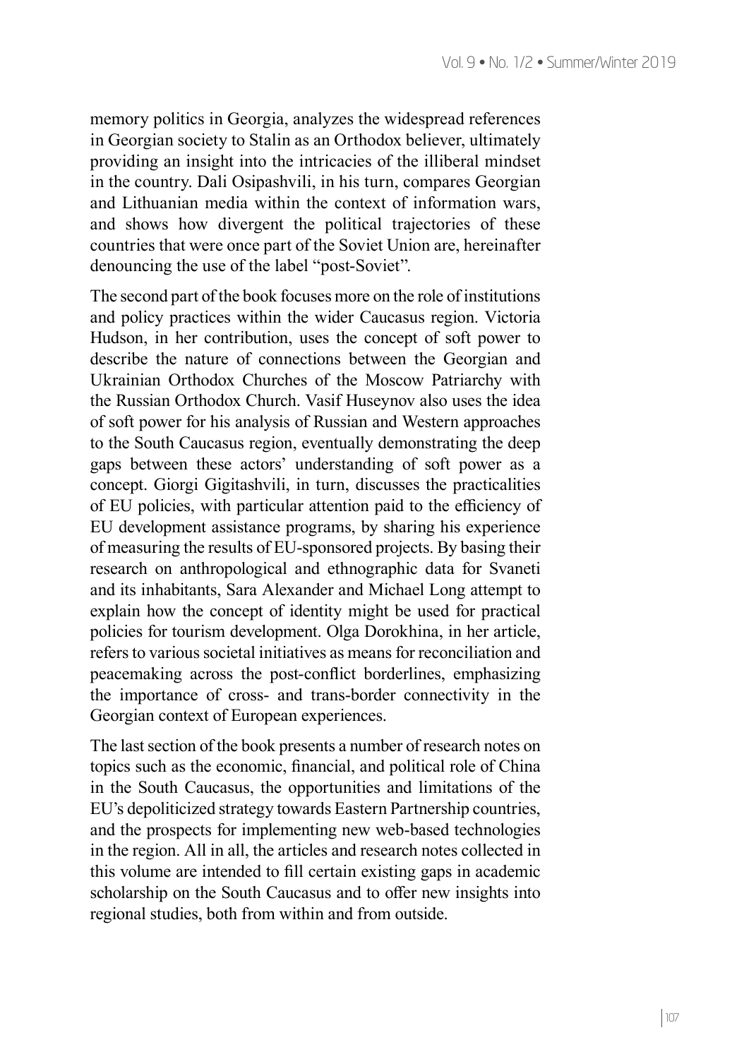memory politics in Georgia, analyzes the widespread references in Georgian society to Stalin as an Orthodox believer, ultimately providing an insight into the intricacies of the illiberal mindset in the country. Dali Osipashvili, in his turn, compares Georgian and Lithuanian media within the context of information wars, and shows how divergent the political trajectories of these countries that were once part of the Soviet Union are, hereinafter denouncing the use of the label "post-Soviet".

The second part of the book focuses more on the role of institutions and policy practices within the wider Caucasus region. Victoria Hudson, in her contribution, uses the concept of soft power to describe the nature of connections between the Georgian and Ukrainian Orthodox Churches of the Moscow Patriarchy with the Russian Orthodox Church. Vasif Huseynov also uses the idea of soft power for his analysis of Russian and Western approaches to the South Caucasus region, eventually demonstrating the deep gaps between these actors' understanding of soft power as a concept. Giorgi Gigitashvili, in turn, discusses the practicalities of EU policies, with particular attention paid to the efficiency of EU development assistance programs, by sharing his experience of measuring the results of EU-sponsored projects. By basing their research on anthropological and ethnographic data for Svaneti and its inhabitants, Sara Alexander and Michael Long attempt to explain how the concept of identity might be used for practical policies for tourism development. Olga Dorokhina, in her article, refers to various societal initiatives as means for reconciliation and peacemaking across the post-conflict borderlines, emphasizing the importance of cross- and trans-border connectivity in the Georgian context of European experiences.

The last section of the book presents a number of research notes on topics such as the economic, financial, and political role of China in the South Caucasus, the opportunities and limitations of the EU's depoliticized strategy towards Eastern Partnership countries, and the prospects for implementing new web-based technologies in the region. All in all, the articles and research notes collected in this volume are intended to fill certain existing gaps in academic scholarship on the South Caucasus and to offer new insights into regional studies, both from within and from outside.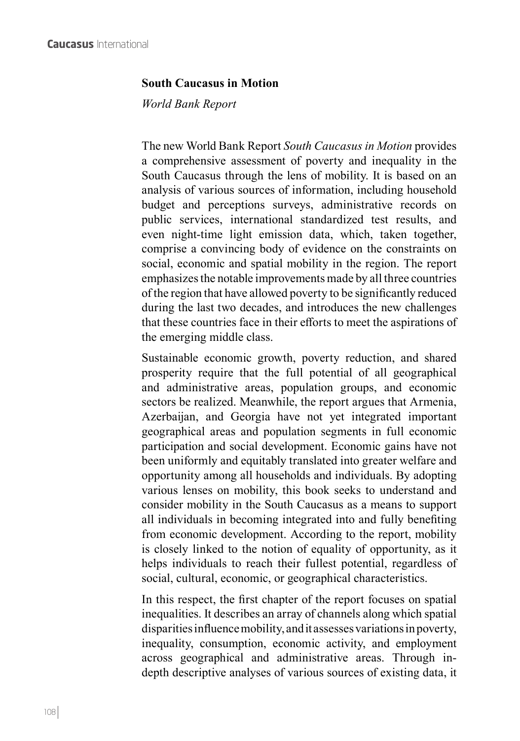**South Caucasus in Motion**

*World Bank Report*

The new World Bank Report *South Caucasus in Motion* provides a comprehensive assessment of poverty and inequality in the South Caucasus through the lens of mobility. It is based on an analysis of various sources of information, including household budget and perceptions surveys, administrative records on public services, international standardized test results, and even night-time light emission data, which, taken together, comprise a convincing body of evidence on the constraints on social, economic and spatial mobility in the region. The report emphasizes the notable improvements made by all three countries of the region that have allowed poverty to be significantly reduced during the last two decades, and introduces the new challenges that these countries face in their efforts to meet the aspirations of the emerging middle class.

Sustainable economic growth, poverty reduction, and shared prosperity require that the full potential of all geographical and administrative areas, population groups, and economic sectors be realized. Meanwhile, the report argues that Armenia, Azerbaijan, and Georgia have not yet integrated important geographical areas and population segments in full economic participation and social development. Economic gains have not been uniformly and equitably translated into greater welfare and opportunity among all households and individuals. By adopting various lenses on mobility, this book seeks to understand and consider mobility in the South Caucasus as a means to support all individuals in becoming integrated into and fully benefiting from economic development. According to the report, mobility is closely linked to the notion of equality of opportunity, as it helps individuals to reach their fullest potential, regardless of social, cultural, economic, or geographical characteristics.

In this respect, the first chapter of the report focuses on spatial inequalities. It describes an array of channels along which spatial disparities influence mobility, and it assesses variations in poverty, inequality, consumption, economic activity, and employment across geographical and administrative areas. Through in-depth descriptive analyses of various sources of existing data, it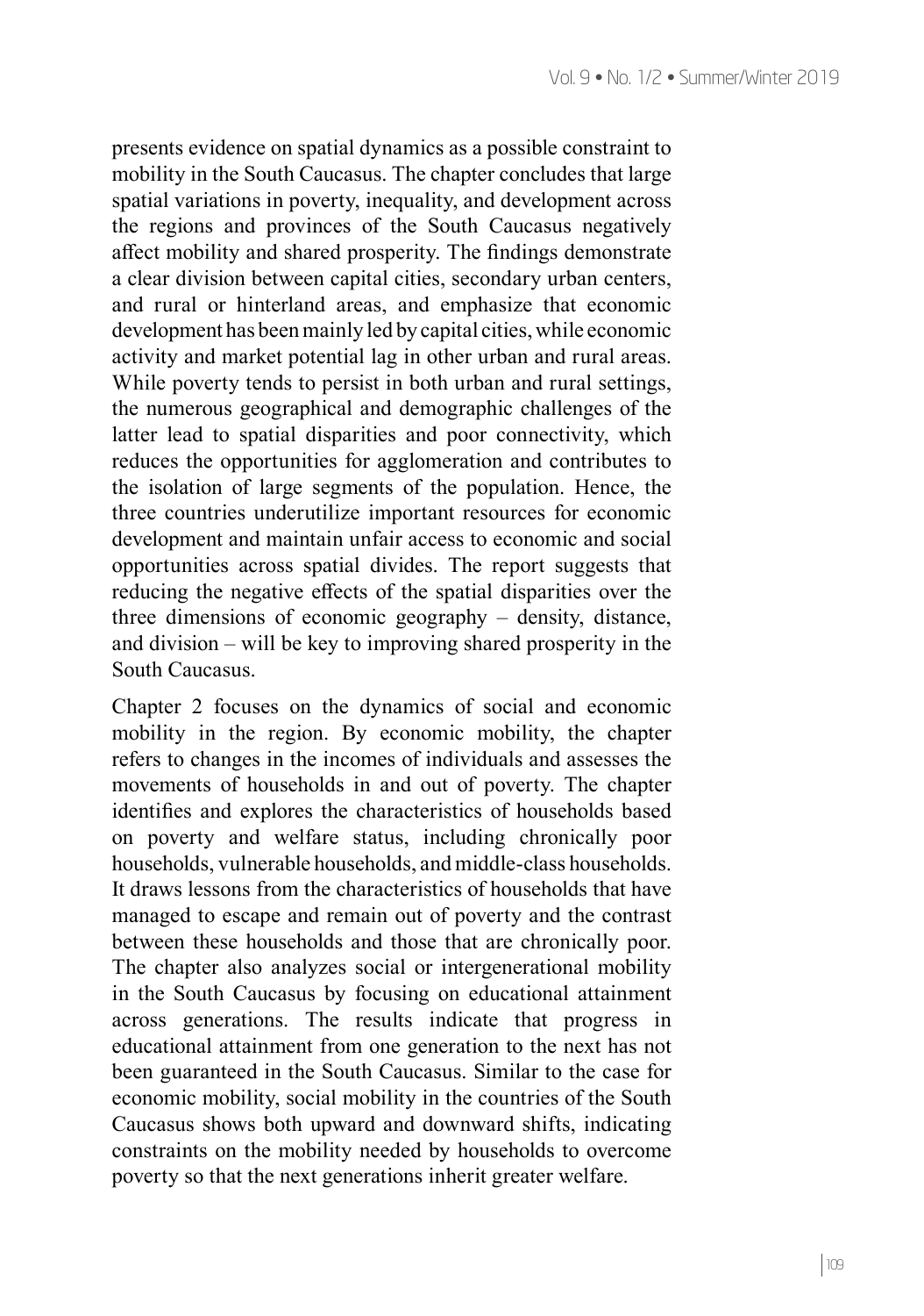presents evidence on spatial dynamics as a possible constraint to mobility in the South Caucasus. The chapter concludes that large spatial variations in poverty, inequality, and development across the regions and provinces of the South Caucasus negatively affect mobility and shared prosperity. The findings demonstrate a clear division between capital cities, secondary urban centers, and rural or hinterland areas, and emphasize that economic development has been mainly led by capital cities, while economic activity and market potential lag in other urban and rural areas. While poverty tends to persist in both urban and rural settings, the numerous geographical and demographic challenges of the latter lead to spatial disparities and poor connectivity, which reduces the opportunities for agglomeration and contributes to the isolation of large segments of the population. Hence, the three countries underutilize important resources for economic development and maintain unfair access to economic and social opportunities across spatial divides. The report suggests that reducing the negative effects of the spatial disparities over the three dimensions of economic geography – density, distance, and division – will be key to improving shared prosperity in the South Caucasus.

Chapter 2 focuses on the dynamics of social and economic mobility in the region. By economic mobility, the chapter refers to changes in the incomes of individuals and assesses the movements of households in and out of poverty. The chapter identifies and explores the characteristics of households based on poverty and welfare status, including chronically poor households, vulnerable households, and middle-class households. It draws lessons from the characteristics of households that have managed to escape and remain out of poverty and the contrast between these households and those that are chronically poor. The chapter also analyzes social or intergenerational mobility in the South Caucasus by focusing on educational attainment across generations. The results indicate that progress in educational attainment from one generation to the next has not been guaranteed in the South Caucasus. Similar to the case for economic mobility, social mobility in the countries of the South Caucasus shows both upward and downward shifts, indicating constraints on the mobility needed by households to overcome poverty so that the next generations inherit greater welfare.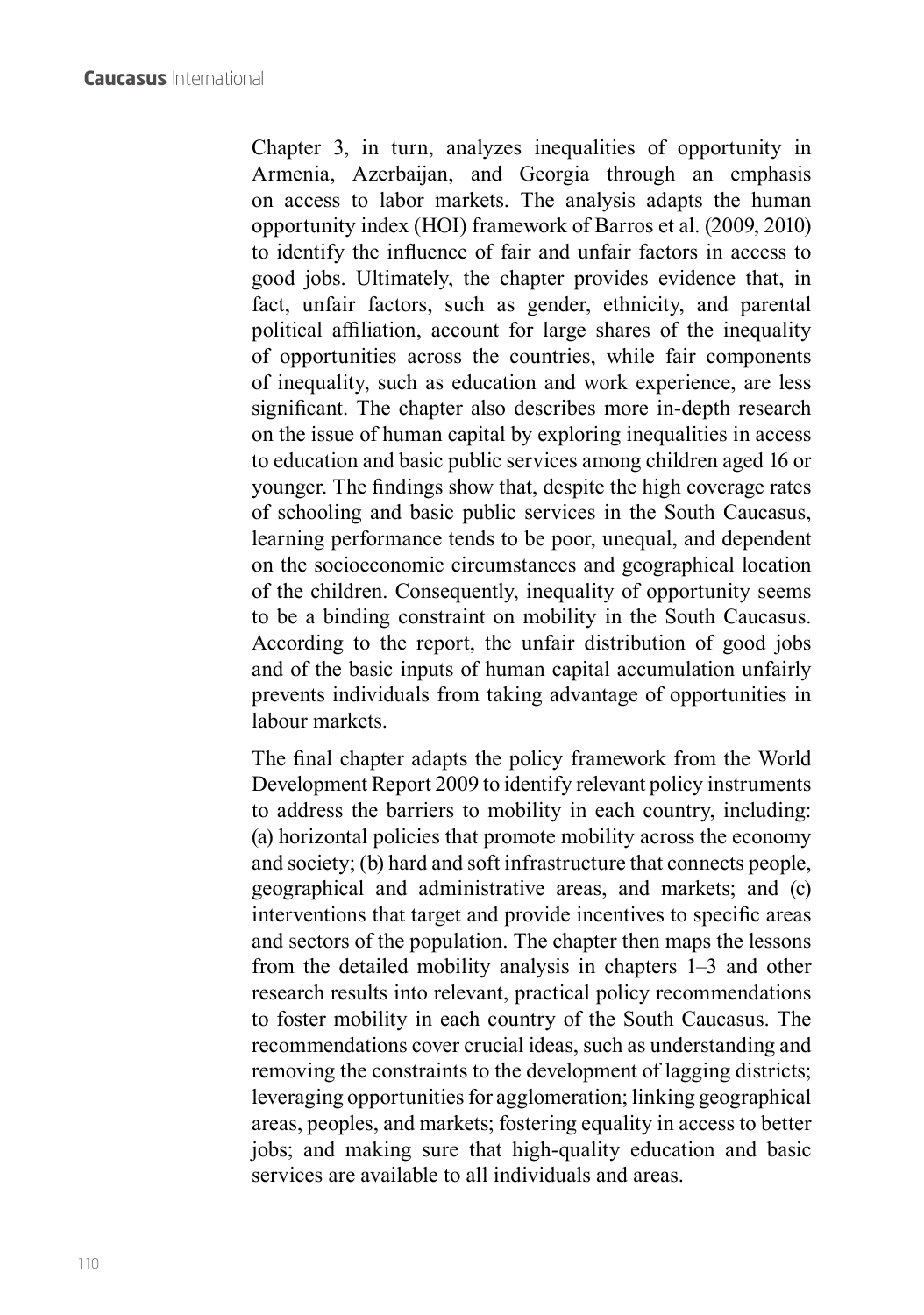Chapter 3, in turn, analyzes inequalities of opportunity in Armenia, Azerbaijan, and Georgia through an emphasis on access to labor markets. The analysis adapts the human opportunity index (HOI) framework of Barros et al. (2009, 2010) to identify the influence of fair and unfair factors in access to good jobs. Ultimately, the chapter provides evidence that, in fact, unfair factors, such as gender, ethnicity, and parental political affiliation, account for large shares of the inequality of opportunities across the countries, while fair components of inequality, such as education and work experience, are less significant. The chapter also describes more in-depth research on the issue of human capital by exploring inequalities in access to education and basic public services among children aged 16 or younger. The findings show that, despite the high coverage rates of schooling and basic public services in the South Caucasus, learning performance tends to be poor, unequal, and dependent on the socioeconomic circumstances and geographical location of the children. Consequently, inequality of opportunity seems to be a binding constraint on mobility in the South Caucasus. According to the report, the unfair distribution of good jobs and of the basic inputs of human capital accumulation unfairly prevents individuals from taking advantage of opportunities in labour markets.

The final chapter adapts the policy framework from the World Development Report 2009 to identify relevant policy instruments to address the barriers to mobility in each country, including: (a) horizontal policies that promote mobility across the economy and society; (b) hard and soft infrastructure that connects people, geographical and administrative areas, and markets; and (c) interventions that target and provide incentives to specific areas and sectors of the population. The chapter then maps the lessons from the detailed mobility analysis in chapters 1–3 and other research results into relevant, practical policy recommendations to foster mobility in each country of the South Caucasus. The recommendations cover crucial ideas, such as understanding and removing the constraints to the development of lagging districts; leveraging opportunities for agglomeration; linking geographical areas, peoples, and markets; fostering equality in access to better jobs; and making sure that high-quality education and basic services are available to all individuals and areas.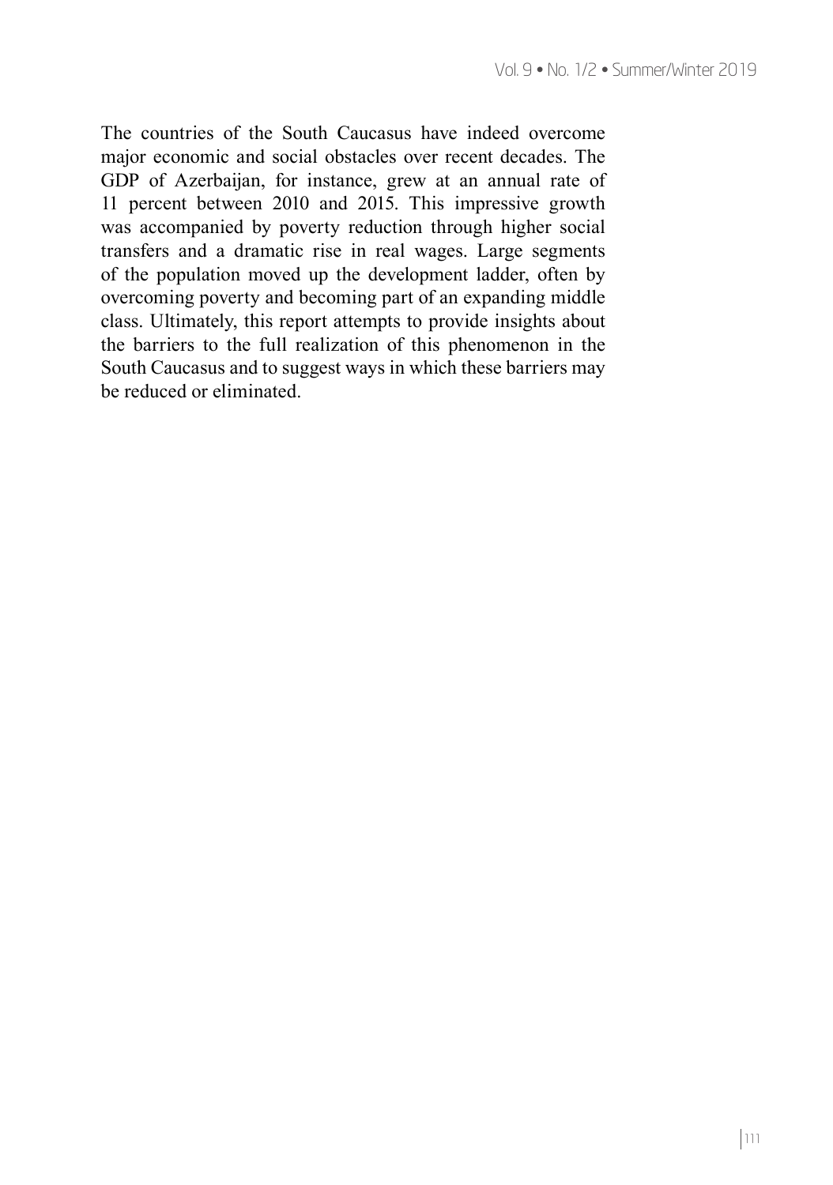The countries of the South Caucasus have indeed overcome major economic and social obstacles over recent decades. The GDP of Azerbaijan, for instance, grew at an annual rate of 11 percent between 2010 and 2015. This impressive growth was accompanied by poverty reduction through higher social transfers and a dramatic rise in real wages. Large segments of the population moved up the development ladder, often by overcoming poverty and becoming part of an expanding middle class. Ultimately, this report attempts to provide insights about the barriers to the full realization of this phenomenon in the South Caucasus and to suggest ways in which these barriers may be reduced or eliminated.